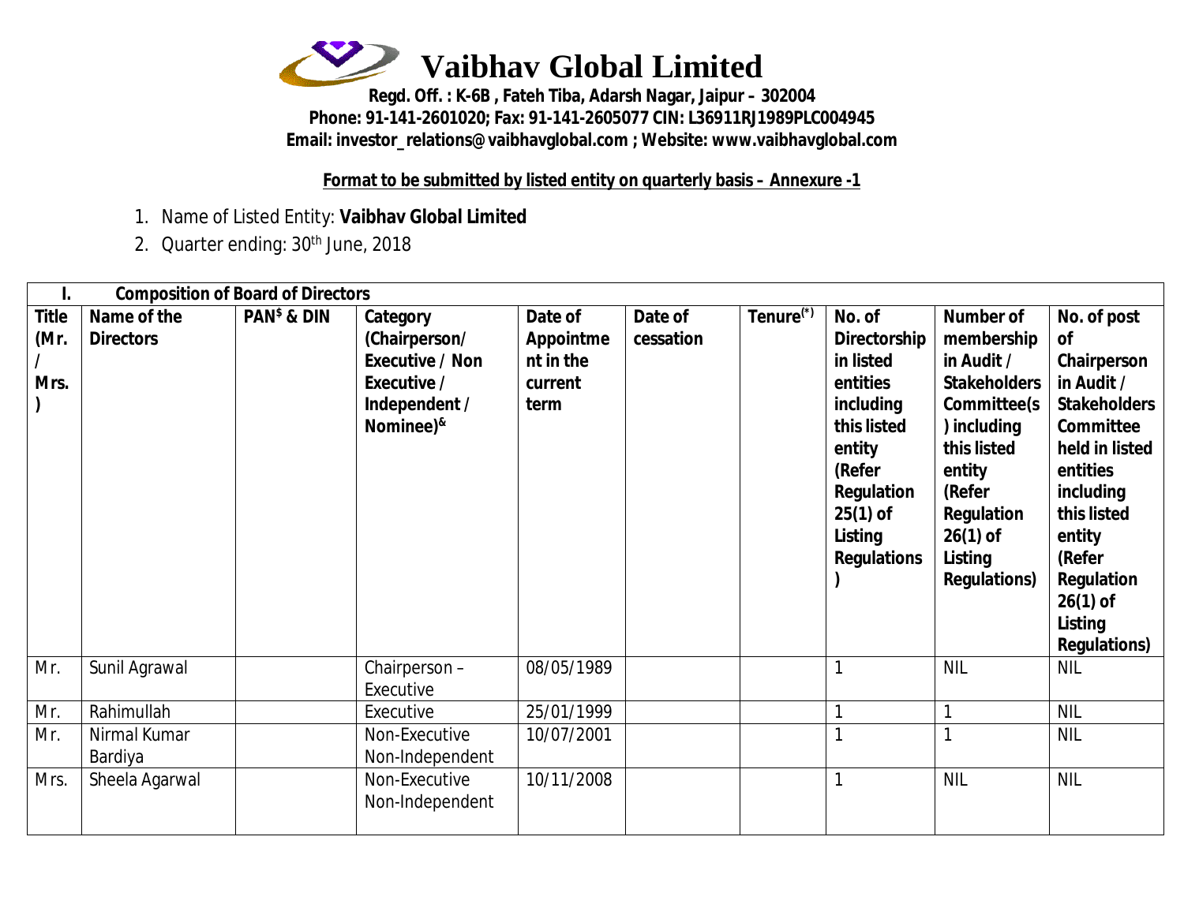# Vaibhav Global Limited

**Regd. Off. : K-6B , Fateh Tiba, Adarsh Nagar, Jaipur – 302004**
**Phone: 91-141-2601020; Fax: 91-141-2605077 CIN: L36911RJ1989PLC004945**
**Email: investor_relations@vaibhavglobal.com ; Website: www.vaibhavglobal.com**

**Format to be submitted by listed entity on quarterly basis – Annexure -1**

1. Name of Listed Entity: **Vaibhav Global Limited**
2. Quarter ending: 30th June, 2018

| I. Composition of Board of Directors | | | | | | | | | |
|---|---|---|---|---|---|---|---|---|---|
| **Title (Mr. / Mrs. )** | **Name of the Directors** | **PAN$ & DIN** | **Category (Chairperson/ Executive / Non Executive / Independent / Nominee)&** | **Date of Appointment in the current term** | **Date of cessation** | **Tenure(*)** | **No. of Directorship in listed entities including this listed entity (Refer Regulation 25(1) of Listing Regulations )** | **Number of membership in Audit / Stakeholders Committee(s ) including this listed entity (Refer Regulation 26(1) of Listing Regulations)** | **No. of post of Chairperson in Audit / Stakeholders Committee held in listed entities including this listed entity (Refer Regulation 26(1) of Listing Regulations)** |
| Mr. | Sunil Agrawal | | Chairperson – Executive | 08/05/1989 | | | 1 | NIL | NIL |
| Mr. | Rahimullah | | Executive | 25/01/1999 | | | 1 | 1 | NIL |
| Mr. | Nirmal Kumar Bardiya | | Non-Executive Non-Independent | 10/07/2001 | | | 1 | 1 | NIL |
| Mrs. | Sheela Agarwal | | Non-Executive Non-Independent | 10/11/2008 | | | 1 | NIL | NIL |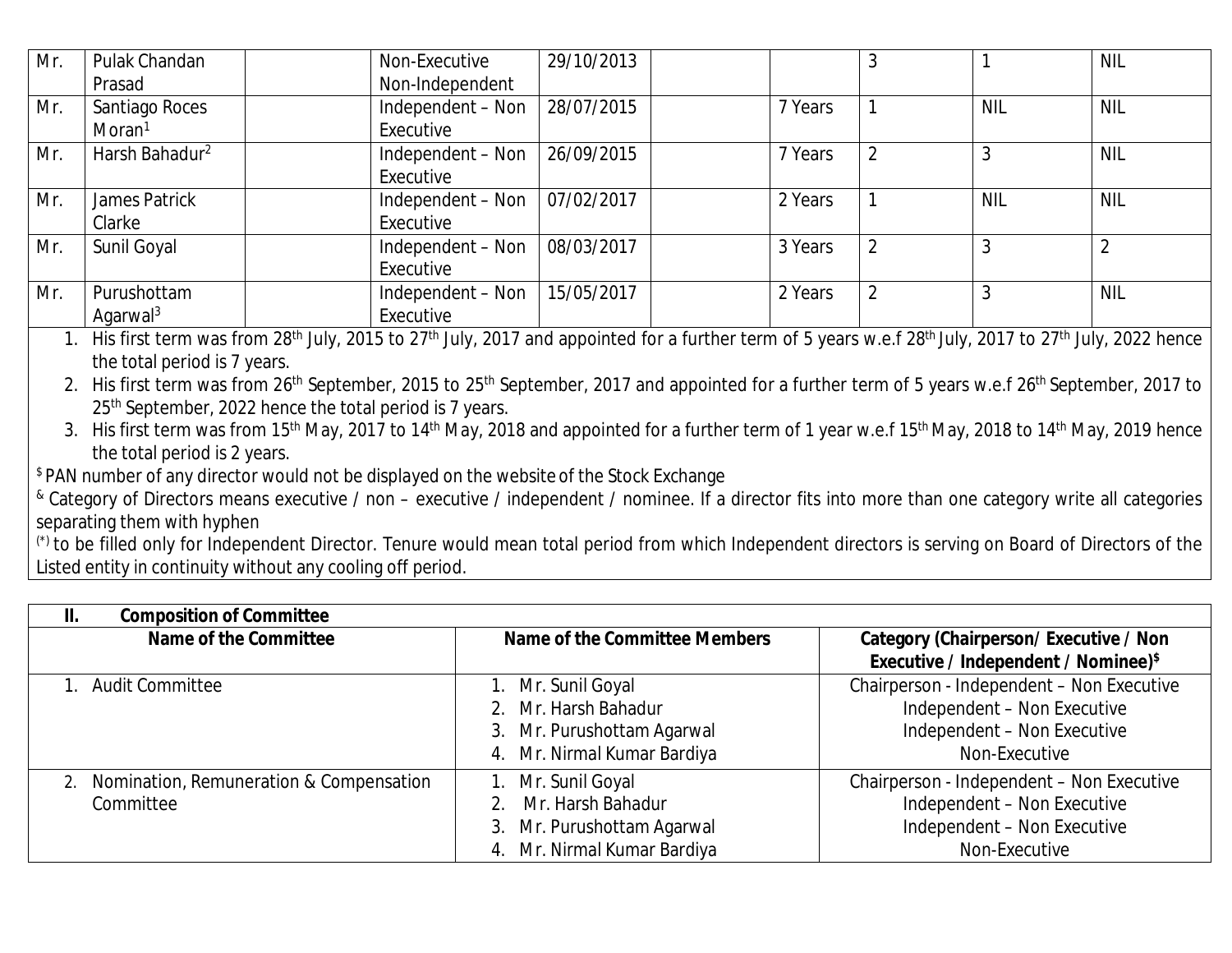| Mr. | Pulak Chandan Prasad | | Non-Executive Non-Independent | 29/10/2013 | | | 3 | 1 | NIL |
|---|---|---|---|---|---|---|---|---|---|
| Mr. | Santiago Roces Moran[1] | | Independent – Non Executive | 28/07/2015 | | 7 Years | 1 | NIL | NIL |
| Mr. | Harsh Bahadur[2] | | Independent – Non Executive | 26/09/2015 | | 7 Years | 2 | 3 | NIL |
| Mr. | James Patrick Clarke | | Independent – Non Executive | 07/02/2017 | | 2 Years | 1 | NIL | NIL |
| Mr. | Sunil Goyal | | Independent – Non Executive | 08/03/2017 | | 3 Years | 2 | 3 | 2 |
| Mr. | Purushottam Agarwal[3] | | Independent – Non Executive | 15/05/2017 | | 2 Years | 2 | 3 | NIL |

1. His first term was from 28th July, 2015 to 27th July, 2017 and appointed for a further term of 5 years w.e.f 28th July, 2017 to 27th July, 2022 hence the total period is 7 years.
2. His first term was from 26th September, 2015 to 25th September, 2017 and appointed for a further term of 5 years w.e.f 26th September, 2017 to 25th September, 2022 hence the total period is 7 years.
3. His first term was from 15th May, 2017 to 14th May, 2018 and appointed for a further term of 1 year w.e.f 15th May, 2018 to 14th May, 2019 hence the total period is 2 years.

$ PAN number of any director would not be displayed on the website of the Stock Exchange

& Category of Directors means executive / non – executive / independent / nominee. If a director fits into more than one category write all categories separating them with hyphen

(*) to be filled only for Independent Director. Tenure would mean total period from which Independent directors is serving on Board of Directors of the Listed entity in continuity without any cooling off period.

## II. Composition of Committee

| Name of the Committee | Name of the Committee Members | Category (Chairperson/ Executive / Non Executive / Independent / Nominee)$ |
|---|---|---|
| 1. Audit Committee | 1. Mr. Sunil Goyal<br>2. Mr. Harsh Bahadur<br>3. Mr. Purushottam Agarwal<br>4. Mr. Nirmal Kumar Bardiya | Chairperson - Independent – Non Executive<br>Independent – Non Executive<br>Independent – Non Executive<br>Non-Executive |
| 2. Nomination, Remuneration & Compensation Committee | 1. Mr. Sunil Goyal<br>2. Mr. Harsh Bahadur<br>3. Mr. Purushottam Agarwal<br>4. Mr. Nirmal Kumar Bardiya | Chairperson - Independent – Non Executive<br>Independent – Non Executive<br>Independent – Non Executive<br>Non-Executive |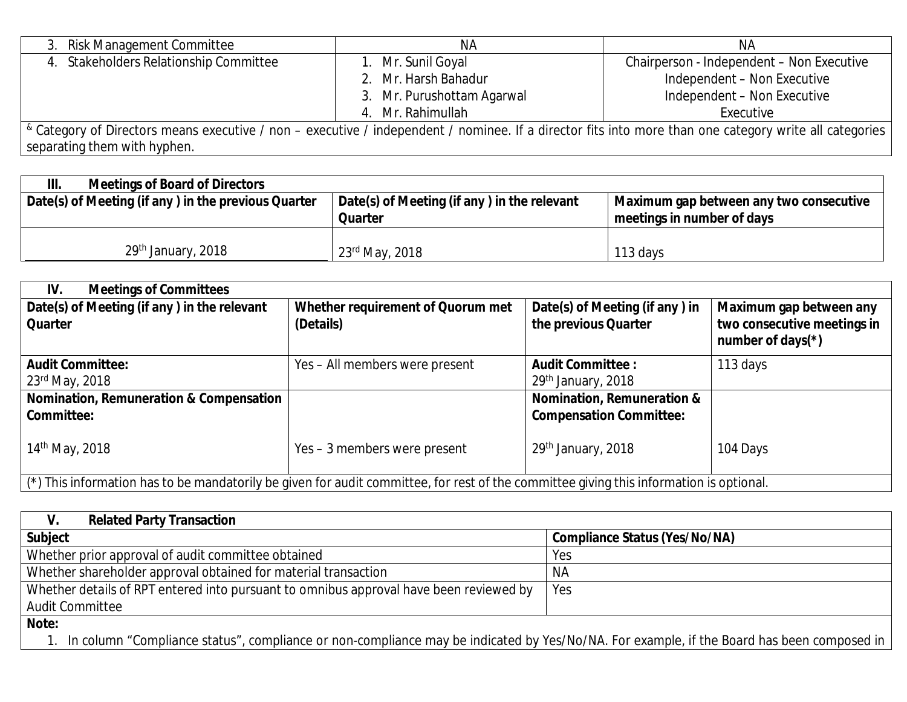| | | |
|---|---|---|
| 3. Risk Management Committee | NA | NA |
| 4. Stakeholders Relationship Committee | 1. Mr. Sunil Goyal<br>2. Mr. Harsh Bahadur<br>3. Mr. Purushottam Agarwal<br>4. Mr. Rahimullah | Chairperson - Independent – Non Executive<br>Independent – Non Executive<br>Independent – Non Executive<br>Executive |

[&] Category of Directors means executive / non – executive / independent / nominee. If a director fits into more than one category write all categories separating them with hyphen.

| **III. Meetings of Board of Directors** | | |
|---|---|---|
| **Date(s) of Meeting (if any ) in the previous Quarter** | **Date(s) of Meeting (if any ) in the relevant Quarter** | **Maximum gap between any two consecutive meetings in number of days** |
| 29th January, 2018 | 23rd May, 2018 | 113 days |

| **IV. Meetings of Committees** | | | |
|---|---|---|---|
| **Date(s) of Meeting (if any ) in the relevant Quarter** | **Whether requirement of Quorum met (Details)** | **Date(s) of Meeting (if any ) in the previous Quarter** | **Maximum gap between any two consecutive meetings in number of days(*)** |
| **Audit Committee:**<br>23rd May, 2018 | Yes – All members were present | **Audit Committee :**<br>29th January, 2018 | 113 days |
| **Nomination, Remuneration & Compensation Committee:**<br>14th May, 2018 | Yes – 3 members were present | **Nomination, Remuneration & Compensation Committee:**<br>29th January, 2018 | 104 Days |

(*) This information has to be mandatorily be given for audit committee, for rest of the committee giving this information is optional.

| **V. Related Party Transaction** | |
|---|---|
| **Subject** | **Compliance Status (Yes/No/NA)** |
| Whether prior approval of audit committee obtained | Yes |
| Whether shareholder approval obtained for material transaction | NA |
| Whether details of RPT entered into pursuant to omnibus approval have been reviewed by Audit Committee | Yes |

**Note:**

1. In column "Compliance status", compliance or non-compliance may be indicated by Yes/No/NA. For example, if the Board has been composed in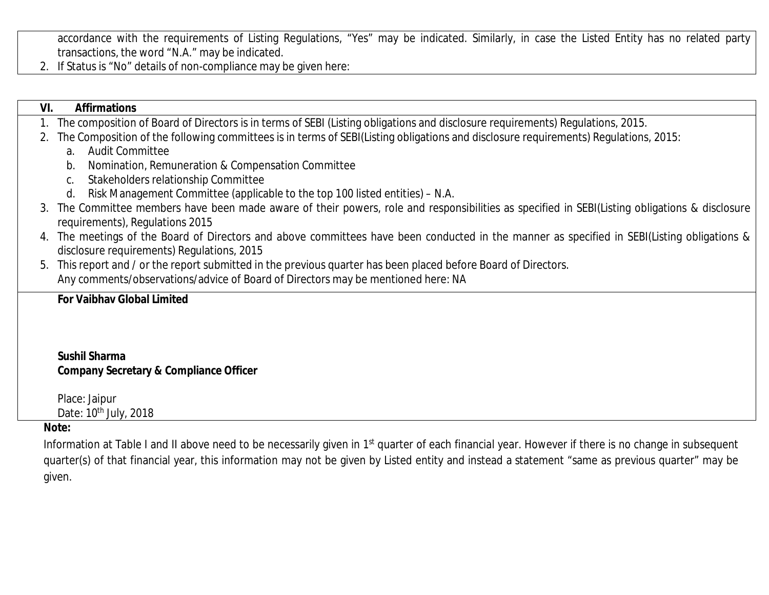accordance with the requirements of Listing Regulations, "Yes" may be indicated. Similarly, in case the Listed Entity has no related party transactions, the word "N.A." may be indicated.

2. If Status is "No" details of non-compliance may be given here:

## VI. Affirmations

1. The composition of Board of Directors is in terms of SEBI (Listing obligations and disclosure requirements) Regulations, 2015.
2. The Composition of the following committees is in terms of SEBI(Listing obligations and disclosure requirements) Regulations, 2015:
   a. Audit Committee
   b. Nomination, Remuneration & Compensation Committee
   c. Stakeholders relationship Committee
   d. Risk Management Committee (applicable to the top 100 listed entities) – N.A.
3. The Committee members have been made aware of their powers, role and responsibilities as specified in SEBI(Listing obligations & disclosure requirements), Regulations 2015
4. The meetings of the Board of Directors and above committees have been conducted in the manner as specified in SEBI(Listing obligations & disclosure requirements) Regulations, 2015
5. This report and / or the report submitted in the previous quarter has been placed before Board of Directors.
   Any comments/observations/advice of Board of Directors may be mentioned here: NA

**For Vaibhav Global Limited**

**Sushil Sharma**
**Company Secretary & Compliance Officer**

Place: Jaipur
Date: 10th July, 2018

**Note:**

Information at Table I and II above need to be necessarily given in 1st quarter of each financial year. However if there is no change in subsequent quarter(s) of that financial year, this information may not be given by Listed entity and instead a statement "same as previous quarter" may be given.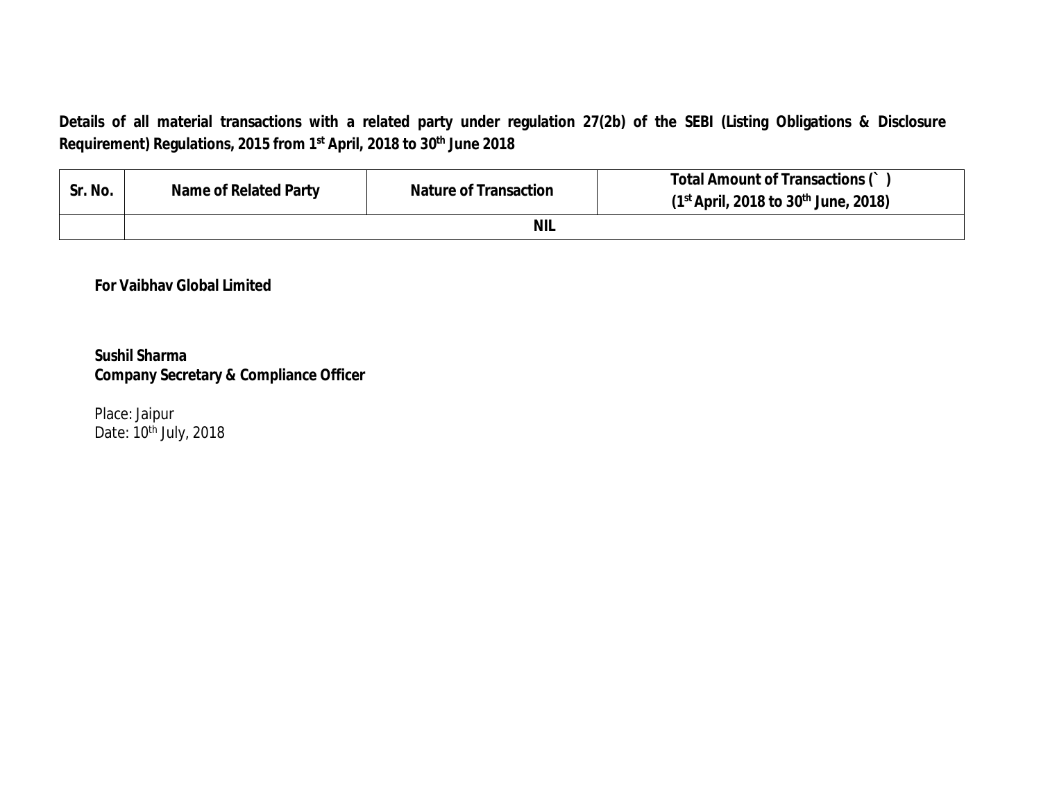**Details of all material transactions with a related party under regulation 27(2b) of the SEBI (Listing Obligations & Disclosure Requirement) Regulations, 2015 from 1st April, 2018 to 30th June 2018**

| Sr. No. | Name of Related Party | Nature of Transaction | Total Amount of Transactions (` ) (1st April, 2018 to 30th June, 2018) |
|---|---|---|---|
| | NIL | | |

**For Vaibhav Global Limited**

**Sushil Sharma**
**Company Secretary & Compliance Officer**

Place: Jaipur
Date: 10th July, 2018